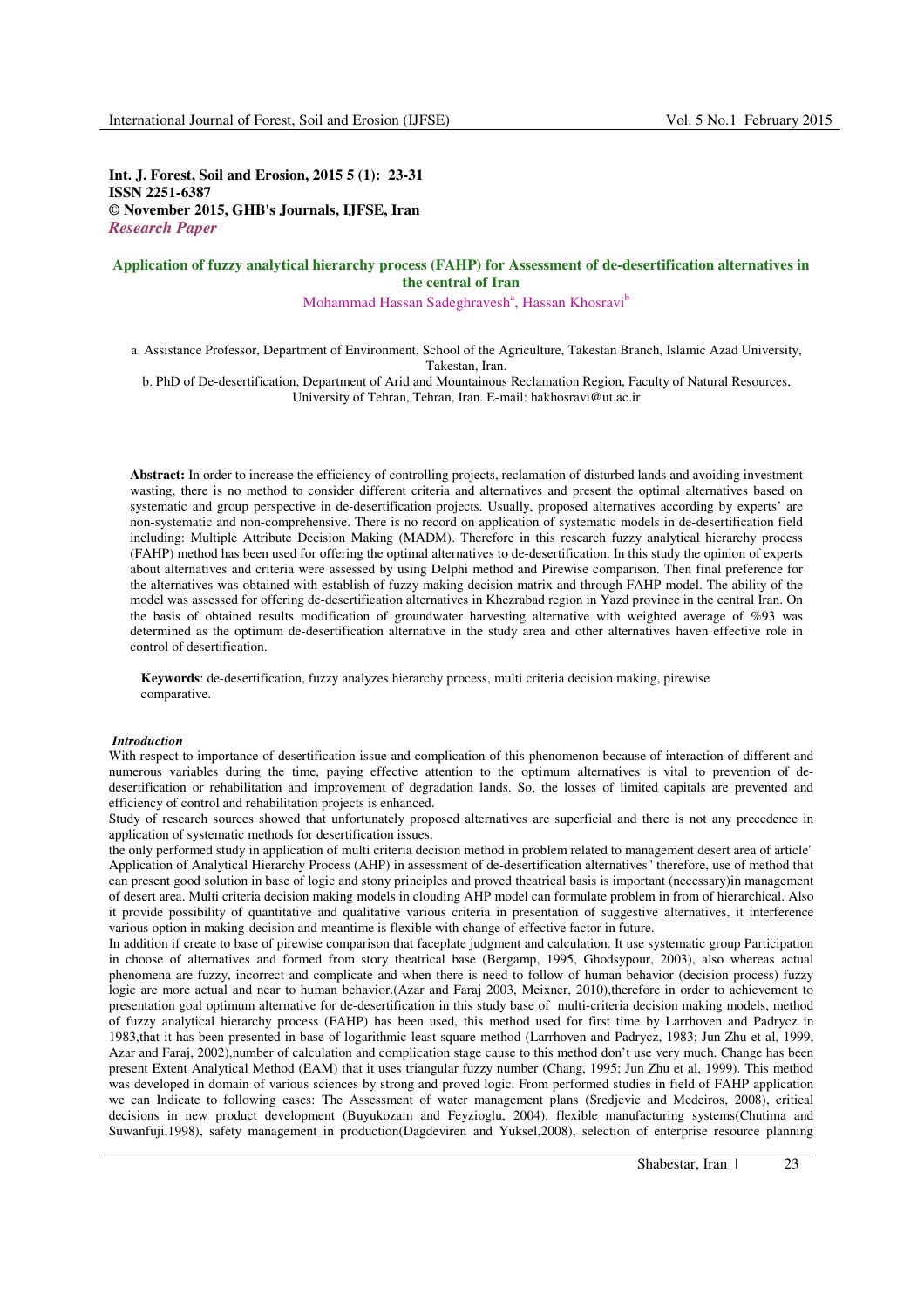**Int. J. Forest, Soil and Erosion, 2015 5 (1): 23-31**
**ISSN 2251-6387**
**© November 2015, GHB's Journals, IJFSE, Iran**
***Research Paper***

# Application of fuzzy analytical hierarchy process (FAHP) for Assessment of de-desertification alternatives in the central of Iran

Mohammad Hassan Sadeghravesh[a], Hassan Khosravi[b]

a. Assistance Professor, Department of Environment, School of the Agriculture, Takestan Branch, Islamic Azad University, Takestan, Iran.

b. PhD of De-desertification, Department of Arid and Mountainous Reclamation Region, Faculty of Natural Resources, University of Tehran, Tehran, Iran. E-mail: hakhosravi@ut.ac.ir

**Abstract:** In order to increase the efficiency of controlling projects, reclamation of disturbed lands and avoiding investment wasting, there is no method to consider different criteria and alternatives and present the optimal alternatives based on systematic and group perspective in de-desertification projects. Usually, proposed alternatives according by experts' are non-systematic and non-comprehensive. There is no record on application of systematic models in de-desertification field including: Multiple Attribute Decision Making (MADM). Therefore in this research fuzzy analytical hierarchy process (FAHP) method has been used for offering the optimal alternatives to de-desertification. In this study the opinion of experts about alternatives and criteria were assessed by using Delphi method and Pirewise comparison. Then final preference for the alternatives was obtained with establish of fuzzy making decision matrix and through FAHP model. The ability of the model was assessed for offering de-desertification alternatives in Khezrabad region in Yazd province in the central Iran. On the basis of obtained results modification of groundwater harvesting alternative with weighted average of %93 was determined as the optimum de-desertification alternative in the study area and other alternatives haven effective role in control of desertification.

**Keywords**: de-desertification, fuzzy analyzes hierarchy process, multi criteria decision making, pirewise comparative.

### *Introduction*

With respect to importance of desertification issue and complication of this phenomenon because of interaction of different and numerous variables during the time, paying effective attention to the optimum alternatives is vital to prevention of de-desertification or rehabilitation and improvement of degradation lands. So, the losses of limited capitals are prevented and efficiency of control and rehabilitation projects is enhanced.

Study of research sources showed that unfortunately proposed alternatives are superficial and there is not any precedence in application of systematic methods for desertification issues.

the only performed study in application of multi criteria decision method in problem related to management desert area of article" Application of Analytical Hierarchy Process (AHP) in assessment of de-desertification alternatives" therefore, use of method that can present good solution in base of logic and stony principles and proved theatrical basis is important (necessary)in management of desert area. Multi criteria decision making models in clouding AHP model can formulate problem in from of hierarchical. Also it provide possibility of quantitative and qualitative various criteria in presentation of suggestive alternatives, it interference various option in making-decision and meantime is flexible with change of effective factor in future.

In addition if create to base of pirewise comparison that faceplate judgment and calculation. It use systematic group Participation in choose of alternatives and formed from story theatrical base (Bergamp, 1995, Ghodsypour, 2003), also whereas actual phenomena are fuzzy, incorrect and complicate and when there is need to follow of human behavior (decision process) fuzzy logic are more actual and near to human behavior.(Azar and Faraj 2003, Meixner, 2010),therefore in order to achievement to presentation goal optimum alternative for de-desertification in this study base of multi-criteria decision making models, method of fuzzy analytical hierarchy process (FAHP) has been used, this method used for first time by Larrhoven and Padrycz in 1983,that it has been presented in base of logarithmic least square method (Larrhoven and Padrycz, 1983; Jun Zhu et al, 1999, Azar and Faraj, 2002),number of calculation and complication stage cause to this method don't use very much. Change has been present Extent Analytical Method (EAM) that it uses triangular fuzzy number (Chang, 1995; Jun Zhu et al, 1999). This method was developed in domain of various sciences by strong and proved logic. From performed studies in field of FAHP application we can Indicate to following cases: The Assessment of water management plans (Sredjevic and Medeiros, 2008), critical decisions in new product development (Buyukozam and Feyzioglu, 2004), flexible manufacturing systems(Chutima and Suwanfuji,1998), safety management in production(Dagdeviren and Yuksel,2008), selection of enterprise resource planning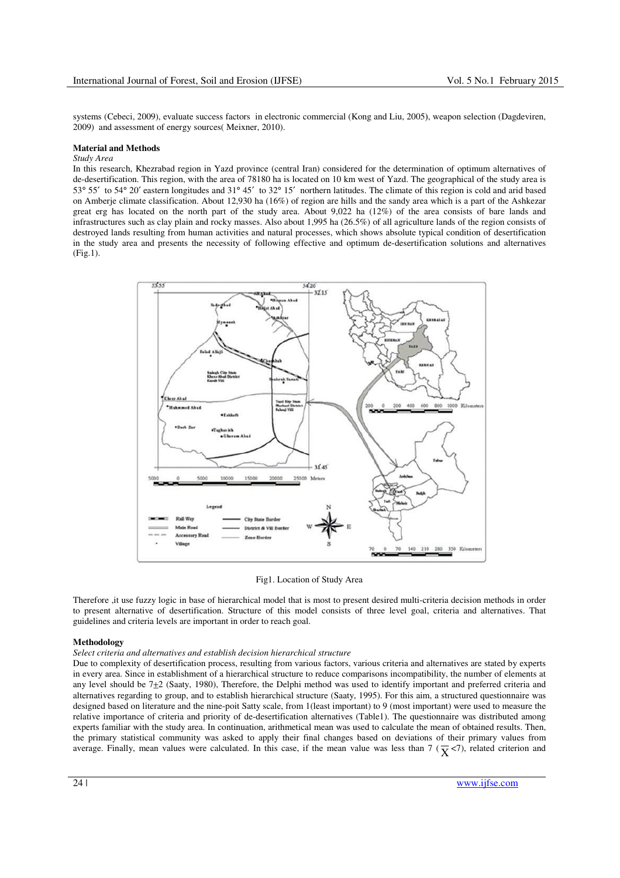systems (Cebeci, 2009), evaluate success factors in electronic commercial (Kong and Liu, 2005), weapon selection (Dagdeviren, 2009) and assessment of energy sources( Meixner, 2010).

## Material and Methods

*Study Area*

In this research, Khezrabad region in Yazd province (central Iran) considered for the determination of optimum alternatives of de-desertification. This region, with the area of 78180 ha is located on 10 km west of Yazd. The geographical of the study area is 53° 55′ to 54° 20′ eastern longitudes and 31° 45′ to 32° 15′ northern latitudes. The climate of this region is cold and arid based on Amberje climate classification. About 12,930 ha (16%) of region are hills and the sandy area which is a part of the Ashkezar great erg has located on the north part of the study area. About 9,022 ha (12%) of the area consists of bare lands and infrastructures such as clay plain and rocky masses. Also about 1,995 ha (26.5%) of all agriculture lands of the region consists of destroyed lands resulting from human activities and natural processes, which shows absolute typical condition of desertification in the study area and presents the necessity of following effective and optimum de-desertification solutions and alternatives (Fig.1).

Fig1. Location of Study Area

Therefore ,it use fuzzy logic in base of hierarchical model that is most to present desired multi-criteria decision methods in order to present alternative of desertification. Structure of this model consists of three level goal, criteria and alternatives. That guidelines and criteria levels are important in order to reach goal.

## Methodology

*Select criteria and alternatives and establish decision hierarchical structure*

Due to complexity of desertification process, resulting from various factors, various criteria and alternatives are stated by experts in every area. Since in establishment of a hierarchical structure to reduce comparisons incompatibility, the number of elements at any level should be 7±2 (Saaty, 1980), Therefore, the Delphi method was used to identify important and preferred criteria and alternatives regarding to group, and to establish hierarchical structure (Saaty, 1995). For this aim, a structured questionnaire was designed based on literature and the nine-poit Satty scale, from 1(least important) to 9 (most important) were used to measure the relative importance of criteria and priority of de-desertification alternatives (Table1). The questionnaire was distributed among experts familiar with the study area. In continuation, arithmetical mean was used to calculate the mean of obtained results. Then, the primary statistical community was asked to apply their final changes based on deviations of their primary values from average. Finally, mean values were calculated. In this case, if the mean value was less than 7 ($\overline{X}<7$), related criterion and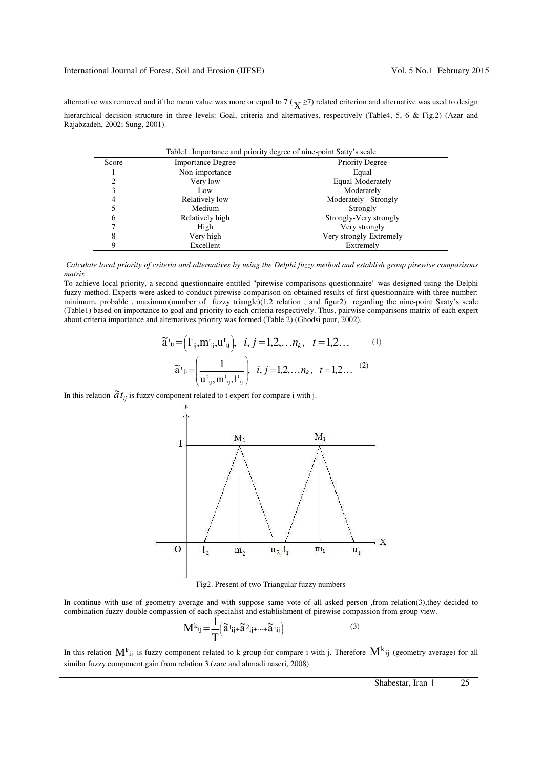alternative was removed and if the mean value was more or equal to 7 ($\overline{X} \geq 7$) related criterion and alternative was used to design hierarchical decision structure in three levels: Goal, criteria and alternatives, respectively (Table4, 5, 6 & Fig.2) (Azar and Rajabzadeh, 2002; Sung, 2001).

Table1. Importance and priority degree of nine-point Satty's scale

| Score | Importance Degree | Priority Degree |
|---|---|---|
| 1 | Non-importance | Equal |
| 2 | Very low | Equal-Moderately |
| 3 | Low | Moderately |
| 4 | Relatively low | Moderately - Strongly |
| 5 | Medium | Strongly |
| 6 | Relatively high | Strongly-Very strongly |
| 7 | High | Very strongly |
| 8 | Very high | Very strongly-Extremely |
| 9 | Excellent | Extremely |

*Calculate local priority of criteria and alternatives by using the Delphi fuzzy method and establish group pirewise comparisons matrix*

To achieve local priority, a second questionnaire entitled "pirewise comparisons questionnaire" was designed using the Delphi fuzzy method. Experts were asked to conduct pirewise comparison on obtained results of first questionnaire with three number: minimum, probable , maximum(number of fuzzy triangle)(1,2 relation , and figur2) regarding the nine-point Saaty's scale (Table1) based on importance to goal and priority to each criteria respectively. Thus, pairwise comparisons matrix of each expert about criteria importance and alternatives priority was formed (Table 2) (Ghodsi pour, 2002).

$$\tilde{a}^{t}_{ij} = \left(l^{t}_{ij}, m^{t}_{ij}, u^{t}_{ij}\right), \quad i, j = 1,2,\ldots n_k, \quad t = 1,2\ldots \qquad (1)$$

$$\tilde{a}^{t}_{ji} = \left(\frac{1}{u^{t}_{ij}, m^{t}_{ij}, l^{t}_{ij}}\right), \quad i, j = 1,2,\ldots n_k, \quad t = 1,2\ldots \qquad (2)$$

In this relation $\tilde{a}t_{ij}$ is fuzzy component related to t expert for compare i with j.

Fig2. Present of two Triangular fuzzy numbers

In continue with use of geometry average and with suppose same vote of all asked person ,from relation(3),they decided to combination fuzzy double compassion of each specialist and establishment of pirewise compassion from group view.

$$M^{k}_{ij} = \frac{1}{T}\left(\tilde{a}1_{ij} + \tilde{a}2_{ij} + \cdots + \tilde{a}^{T}_{ij}\right) \qquad (3)$$

In this relation $M^{k}_{ij}$ is fuzzy component related to k group for compare i with j. Therefore $M^{k}_{ij}$ (geometry average) for all similar fuzzy component gain from relation 3.(zare and ahmadi naseri, 2008)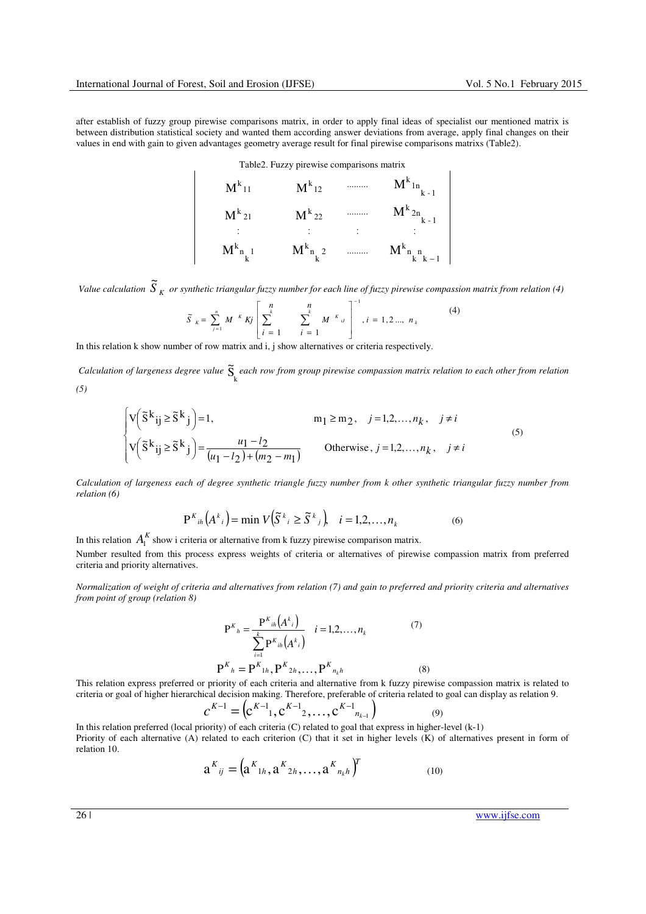after establish of fuzzy group pirewise comparisons matrix, in order to apply final ideas of specialist our mentioned matrix is between distribution statistical society and wanted them according answer deviations from average, apply final changes on their values in end with gain to given advantages geometry average result for final pirewise comparisons matrixs (Table2).

Table2. Fuzzy pirewise comparisons matrix

$$
\begin{vmatrix}
M^{k}_{11} & M^{k}_{12} & \cdots & M^{k}_{1n_{k-1}} \\
M^{k}_{21} & M^{k}_{22} & \cdots & M^{k}_{2n_{k-1}} \\
\vdots & \vdots & \vdots & \vdots \\
M^{k}_{n_k 1} & M^{k}_{n_k 2} & \cdots & M^{k}_{n_k n_{k-1}}
\end{vmatrix}
$$

*Value calculation $\tilde{S}_K$ or synthetic triangular fuzzy number for each line of fuzzy pirewise compassion matrix from relation (4)*

$$\tilde{S}_K = \sum_{j=1}^{n} M^{K}{}_{Kj} \left[ \sum_{i=1}^{n_k} \sum_{i=1}^{n_k} M^{K}{}_{ij} \right]^{-1}, i = 1,2,\ldots, n_k \tag{4}$$

In this relation k show number of row matrix and i, j show alternatives or criteria respectively.

*Calculation of largeness degree value $\tilde{S}_k$ each row from group pirewise compassion matrix relation to each other from relation (5)*

$$
\begin{cases}
V\left(\tilde{S}^{k}{}_{ij} \geq \tilde{S}^{k}{}_{j}\right) = 1, & m_1 \geq m_2, \quad j = 1,2,\ldots,n_k, \quad j \neq i \\
V\left(\tilde{S}^{k}{}_{ij} \geq \tilde{S}^{k}{}_{j}\right) = \dfrac{u_1 - l_2}{(u_1 - l_2) + (m_2 - m_1)} & \text{Otherwise}, \; j = 1,2,\ldots,n_k, \quad j \neq i
\end{cases} \tag{5}
$$

*Calculation of largeness each of degree synthetic triangle fuzzy number from k other synthetic triangular fuzzy number from relation (6)*

$$P^{K}{}_{ih}\left(A^{k}{}_{i}\right) = \min V\left(\tilde{S}^{k}{}_{i} \geq \tilde{S}^{k}{}_{j}\right), \quad i = 1,2,\ldots,n_k \tag{6}$$

In this relation $A_i^K$ show i criteria or alternative from k fuzzy pirewise comparison matrix.

Number resulted from this process express weights of criteria or alternatives of pirewise compassion matrix from preferred criteria and priority alternatives.

*Normalization of weight of criteria and alternatives from relation (7) and gain to preferred and priority criteria and alternatives from point of group (relation 8)*

$$P^{K}{}_{h} = \frac{P^{K}{}_{ih}\left(A^{k}{}_{i}\right)}{\sum_{i=1}^{k} P^{K}{}_{ih}\left(A^{k}{}_{i}\right)} \quad i = 1,2,\ldots,n_k \tag{7}$$

$$P^{K}{}_{h} = P^{K}{}_{1h}, P^{K}{}_{2h}, \ldots, P^{K}{}_{n_k h} \tag{8}$$

This relation express preferred or priority of each criteria and alternative from k fuzzy pirewise compassion matrix is related to criteria or goal of higher hierarchical decision making. Therefore, preferable of criteria related to goal can display as relation 9.

$$c^{K-1} = \left(c^{K-1}{}_{1}, c^{K-1}{}_{2}, \ldots, c^{K-1}{}_{n_{k-1}}\right) \tag{9}$$

In this relation preferred (local priority) of each criteria (C) related to goal that express in higher-level (k-1)

Priority of each alternative (A) related to each criterion (C) that it set in higher levels (K) of alternatives present in form of relation 10.

$$a^{K}{}_{ij} = \left(a^{K}{}_{1h}, a^{K}{}_{2h}, \ldots, a^{K}{}_{n_k h}\right)^{T} \tag{10}$$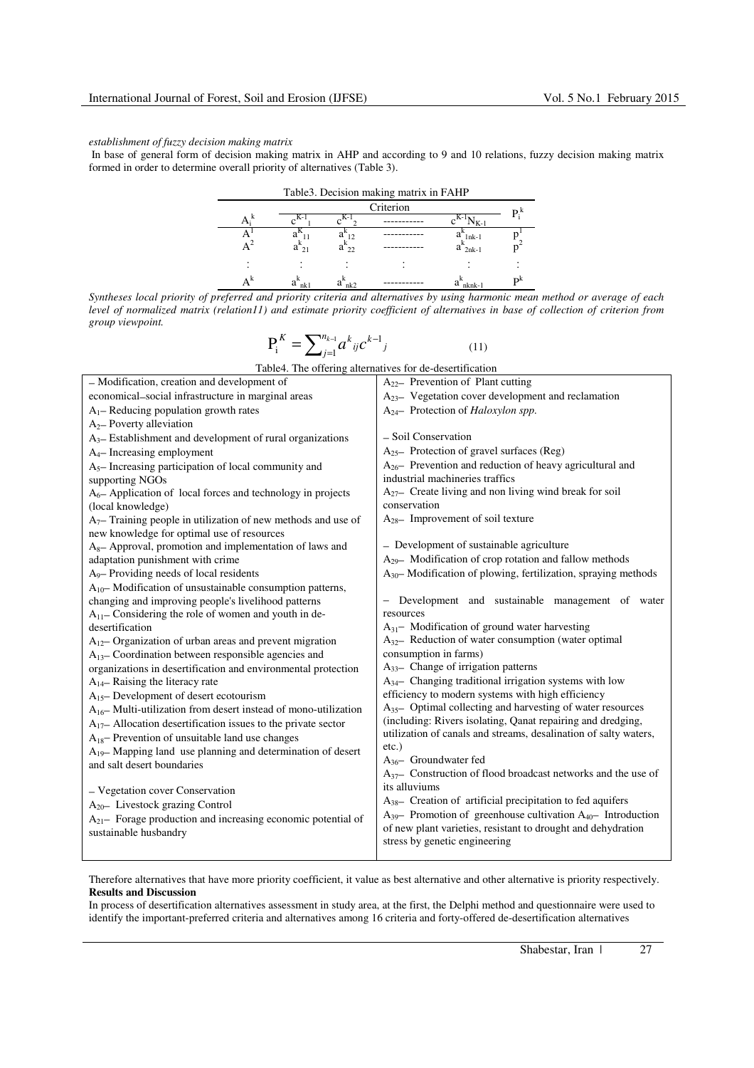*establishment of fuzzy decision making matrix*

In base of general form of decision making matrix in AHP and according to 9 and 10 relations, fuzzy decision making matrix formed in order to determine overall priority of alternatives (Table 3).

Table3. Decision making matrix in FAHP

| $A_i^k$ | Criterion | | | | $P_i^k$ |
|---|---|---|---|---|---|
| | $c^{K-1}_1$ | $c^{K-1}_2$ | ----------- | $c^{K-1}N_{K-1}$ | |
| $A^1$ | $a^K_{11}$ | $a^k_{12}$ | ----------- | $a^k_{1nk-1}$ | $p^1$ |
| $A^2$ | $a^k_{21}$ | $a^k_{22}$ | ----------- | $a^k_{2nk-1}$ | $p^2$ |
| : | : | : | : | : | : |
| $A^k$ | $a^k_{nk1}$ | $a^k_{nk2}$ | ----------- | $a^k_{nknk-1}$ | $P^k$ |

*Syntheses local priority of preferred and priority criteria and alternatives by using harmonic mean method or average of each level of normalized matrix (relation11) and estimate priority coefficient of alternatives in base of collection of criterion from group viewpoint.*

$$P_i^K = \sum_{j=1}^{n_{k-1}} a^k{}_{ij} c^{k-1}{}_j \qquad (11)$$

Table4. The offering alternatives for de-desertification

| | |
|---|---|
| – Modification, creation and development of economical–social infrastructure in marginal areas<br>$A_1$– Reducing population growth rates<br>$A_2$– Poverty alleviation<br>$A_3$– Establishment and development of rural organizations<br>$A_4$– Increasing employment<br>$A_5$– Increasing participation of local community and supporting NGOs<br>$A_6$– Application of local forces and technology in projects (local knowledge)<br>$A_7$– Training people in utilization of new methods and use of new knowledge for optimal use of resources<br>$A_8$– Approval, promotion and implementation of laws and adaptation punishment with crime<br>$A_9$– Providing needs of local residents<br>$A_{10}$– Modification of unsustainable consumption patterns, changing and improving people's livelihood patterns<br>$A_{11}$– Considering the role of women and youth in de-desertification<br>$A_{12}$– Organization of urban areas and prevent migration<br>$A_{13}$– Coordination between responsible agencies and organizations in desertification and environmental protection<br>$A_{14}$– Raising the literacy rate<br>$A_{15}$– Development of desert ecotourism<br>$A_{16}$– Multi-utilization from desert instead of mono-utilization<br>$A_{17}$– Allocation desertification issues to the private sector<br>$A_{18}$– Prevention of unsuitable land use changes<br>$A_{19}$– Mapping land use planning and determination of desert and salt desert boundaries<br><br>– Vegetation cover Conservation<br>$A_{20}$– Livestock grazing Control<br>$A_{21}$– Forage production and increasing economic potential of sustainable husbandry | $A_{22}$– Prevention of Plant cutting<br>$A_{23}$– Vegetation cover development and reclamation<br>$A_{24}$– Protection of *Haloxylon spp.*<br><br>– Soil Conservation<br>$A_{25}$– Protection of gravel surfaces (Reg)<br>$A_{26}$– Prevention and reduction of heavy agricultural and industrial machineries traffics<br>$A_{27}$– Create living and non living wind break for soil conservation<br>$A_{28}$– Improvement of soil texture<br><br>– Development of sustainable agriculture<br>$A_{29}$– Modification of crop rotation and fallow methods<br>$A_{30}$– Modification of plowing, fertilization, spraying methods<br><br>– Development and sustainable management of water resources<br>$A_{31}$– Modification of ground water harvesting<br>$A_{32}$– Reduction of water consumption (water optimal consumption in farms)<br>$A_{33}$– Change of irrigation patterns<br>$A_{34}$– Changing traditional irrigation systems with low efficiency to modern systems with high efficiency<br>$A_{35}$– Optimal collecting and harvesting of water resources (including: Rivers isolating, Qanat repairing and dredging, utilization of canals and streams, desalination of salty waters, etc.)<br>$A_{36}$– Groundwater fed<br>$A_{37}$– Construction of flood broadcast networks and the use of its alluviums<br>$A_{38}$– Creation of artificial precipitation to fed aquifers<br>$A_{39}$– Promotion of greenhouse cultivation $A_{40}$– Introduction of new plant varieties, resistant to drought and dehydration stress by genetic engineering |

Therefore alternatives that have more priority coefficient, it value as best alternative and other alternative is priority respectively.

**Results and Discussion**

In process of desertification alternatives assessment in study area, at the first, the Delphi method and questionnaire were used to identify the important-preferred criteria and alternatives among 16 criteria and forty-offered de-desertification alternatives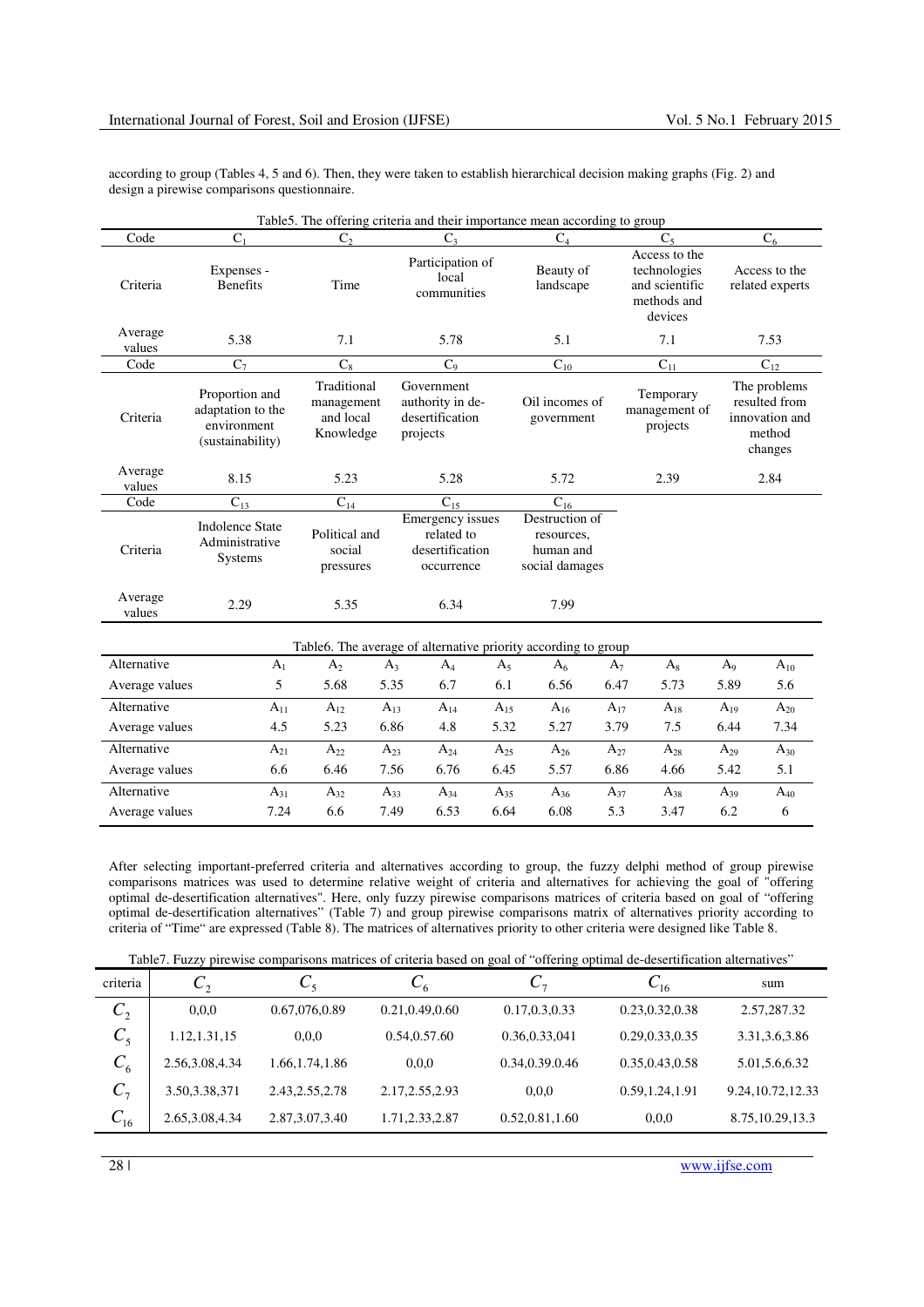according to group (Tables 4, 5 and 6). Then, they were taken to establish hierarchical decision making graphs (Fig. 2) and design a pirewise comparisons questionnaire.

Table5. The offering criteria and their importance mean according to group

| Code | $C_1$ | $C_2$ | $C_3$ | $C_4$ | $C_5$ | $C_6$ |
|---|---|---|---|---|---|---|
| Criteria | Expenses - Benefits | Time | Participation of local communities | Beauty of landscape | Access to the technologies and scientific methods and devices | Access to the related experts |
| Average values | 5.38 | 7.1 | 5.78 | 5.1 | 7.1 | 7.53 |
| Code | $C_7$ | $C_8$ | $C_9$ | $C_{10}$ | $C_{11}$ | $C_{12}$ |
| Criteria | Proportion and adaptation to the environment (sustainability) | Traditional management and local Knowledge | Government authority in de-desertification projects | Oil incomes of government | Temporary management of projects | The problems resulted from innovation and method changes |
| Average values | 8.15 | 5.23 | 5.28 | 5.72 | 2.39 | 2.84 |
| Code | $C_{13}$ | $C_{14}$ | $C_{15}$ | $C_{16}$ | | |
| Criteria | Indolence State Administrative Systems | Political and social pressures | Emergency issues related to desertification occurrence | Destruction of resources, human and social damages | | |
| Average values | 2.29 | 5.35 | 6.34 | 7.99 | | |

Table6. The average of alternative priority according to group

| Alternative | $A_1$ | $A_2$ | $A_3$ | $A_4$ | $A_5$ | $A_6$ | $A_7$ | $A_8$ | $A_9$ | $A_{10}$ |
|---|---|---|---|---|---|---|---|---|---|---|
| Average values | 5 | 5.68 | 5.35 | 6.7 | 6.1 | 6.56 | 6.47 | 5.73 | 5.89 | 5.6 |
| Alternative | $A_{11}$ | $A_{12}$ | $A_{13}$ | $A_{14}$ | $A_{15}$ | $A_{16}$ | $A_{17}$ | $A_{18}$ | $A_{19}$ | $A_{20}$ |
| Average values | 4.5 | 5.23 | 6.86 | 4.8 | 5.32 | 5.27 | 3.79 | 7.5 | 6.44 | 7.34 |
| Alternative | $A_{21}$ | $A_{22}$ | $A_{23}$ | $A_{24}$ | $A_{25}$ | $A_{26}$ | $A_{27}$ | $A_{28}$ | $A_{29}$ | $A_{30}$ |
| Average values | 6.6 | 6.46 | 7.56 | 6.76 | 6.45 | 5.57 | 6.86 | 4.66 | 5.42 | 5.1 |
| Alternative | $A_{31}$ | $A_{32}$ | $A_{33}$ | $A_{34}$ | $A_{35}$ | $A_{36}$ | $A_{37}$ | $A_{38}$ | $A_{39}$ | $A_{40}$ |
| Average values | 7.24 | 6.6 | 7.49 | 6.53 | 6.64 | 6.08 | 5.3 | 3.47 | 6.2 | 6 |

After selecting important-preferred criteria and alternatives according to group, the fuzzy delphi method of group pirewise comparisons matrices was used to determine relative weight of criteria and alternatives for achieving the goal of "offering optimal de-desertification alternatives". Here, only fuzzy pirewise comparisons matrices of criteria based on goal of "offering optimal de-desertification alternatives" (Table 7) and group pirewise comparisons matrix of alternatives priority according to criteria of "Time" are expressed (Table 8). The matrices of alternatives priority to other criteria were designed like Table 8.

Table7. Fuzzy pirewise comparisons matrices of criteria based on goal of "offering optimal de-desertification alternatives"

| criteria | $C_2$ | $C_5$ | $C_6$ | $C_7$ | $C_{16}$ | sum |
|---|---|---|---|---|---|---|
| $C_2$ | 0,0,0 | 0.67,076,0.89 | 0.21,0.49,0.60 | 0.17,0.3,0.33 | 0.23,0.32,0.38 | 2.57,287.32 |
| $C_5$ | 1.12,1.31,15 | 0,0,0 | 0.54,0.57.60 | 0.36,0.33,041 | 0.29,0.33,0.35 | 3.31,3.6,3.86 |
| $C_6$ | 2.56,3.08,4.34 | 1.66,1.74,1.86 | 0,0,0 | 0.34,0.39.0.46 | 0.35,0.43,0.58 | 5.01,5.6,6.32 |
| $C_7$ | 3.50,3.38,371 | 2.43,2.55,2.78 | 2.17,2.55,2.93 | 0,0,0 | 0.59,1.24,1.91 | 9.24,10.72,12.33 |
| $C_{16}$ | 2.65,3.08,4.34 | 2.87,3.07,3.40 | 1.71,2.33,2.87 | 0.52,0.81,1.60 | 0,0,0 | 8.75,10.29,13.3 |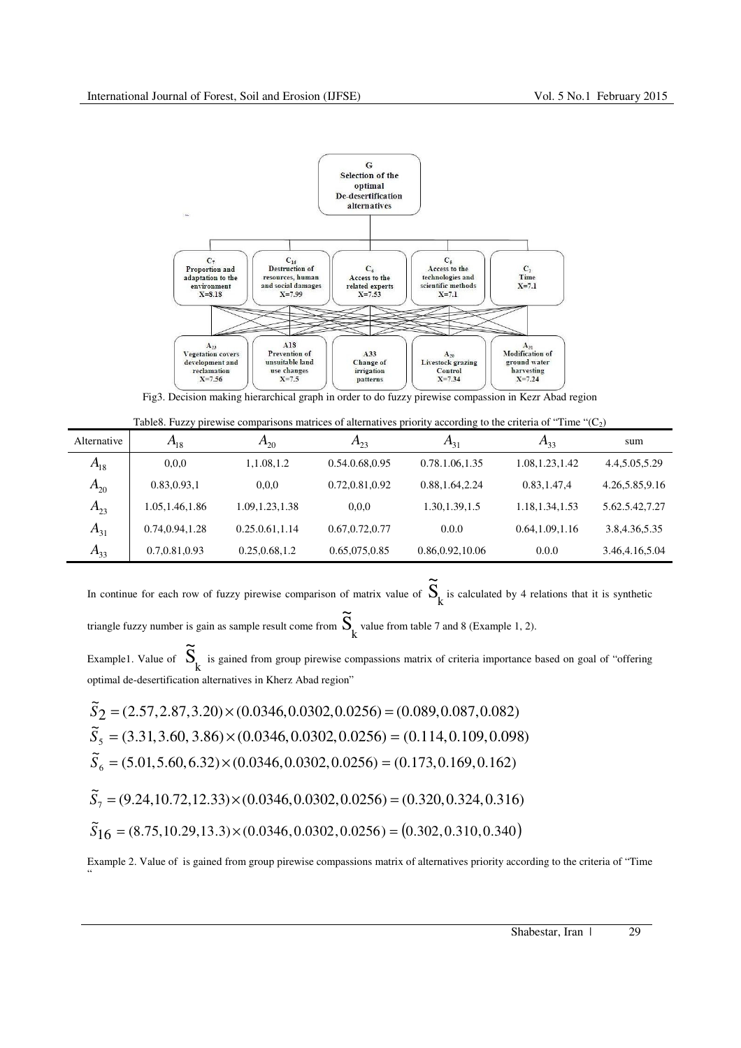Fig3. Decision making hierarchical graph in order to do fuzzy pirewise compassion in Kezr Abad region

Table8. Fuzzy pirewise comparisons matrices of alternatives priority according to the criteria of "Time "($C_2$)

| Alternative | $A_{18}$ | $A_{20}$ | $A_{23}$ | $A_{31}$ | $A_{33}$ | sum |
|---|---|---|---|---|---|---|
| $A_{18}$ | 0,0,0 | 1,1.08,1.2 | 0.54.0.68,0.95 | 0.78.1.06,1.35 | 1.08,1.23,1.42 | 4.4,5.05,5.29 |
| $A_{20}$ | 0.83,0.93,1 | 0,0,0 | 0.72,0.81,0.92 | 0.88,1.64,2.24 | 0.83,1.47,4 | 4.26,5.85,9.16 |
| $A_{23}$ | 1.05,1.46,1.86 | 1.09,1.23,1.38 | 0,0,0 | 1.30,1.39,1.5 | 1.18,1.34,1.53 | 5.62.5.42,7.27 |
| $A_{31}$ | 0.74,0.94,1.28 | 0.25.0.61,1.14 | 0.67,0.72,0.77 | 0.0.0 | 0.64,1.09,1.16 | 3.8,4.36,5.35 |
| $A_{33}$ | 0.7,0.81,0.93 | 0.25,0.68,1.2 | 0.65,075,0.85 | 0.86,0.92,10.06 | 0.0.0 | 3.46,4.16,5.04 |

In continue for each row of fuzzy pirewise comparison of matrix value of $\tilde{S}_k$ is calculated by 4 relations that it is synthetic triangle fuzzy number is gain as sample result come from $\tilde{S}_k$ value from table 7 and 8 (Example 1, 2).

Example1. Value of $\tilde{S}_k$ is gained from group pirewise compassions matrix of criteria importance based on goal of "offering optimal de-desertification alternatives in Kherz Abad region"

$$\tilde{S}_2 = (2.57, 2.87, 3.20) \times (0.0346, 0.0302, 0.0256) = (0.089, 0.087, 0.082)$$

$$\tilde{S}_5 = (3.31, 3.60, 3.86) \times (0.0346, 0.0302, 0.0256) = (0.114, 0.109, 0.098)$$

$$\tilde{S}_6 = (5.01, 5.60, 6.32) \times (0.0346, 0.0302, 0.0256) = (0.173, 0.169, 0.162)$$

$$\tilde{S}_7 = (9.24, 10.72, 12.33) \times (0.0346, 0.0302, 0.0256) = (0.320, 0.324, 0.316)$$

$$\tilde{S}_{16} = (8.75, 10.29, 13.3) \times (0.0346, 0.0302, 0.0256) = (0.302, 0.310, 0.340)$$

Example 2. Value of is gained from group pirewise compassions matrix of alternatives priority according to the criteria of "Time "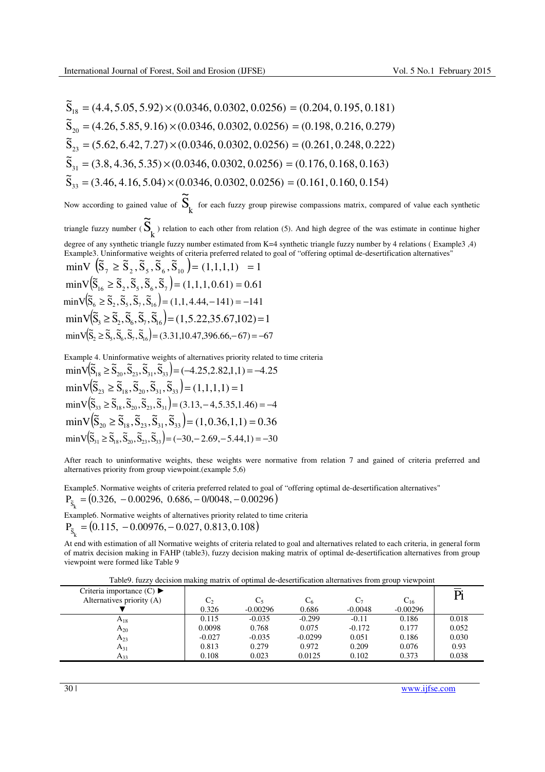$$\tilde{S}_{18} = (4.4, 5.05, 5.92) \times (0.0346, 0.0302, 0.0256) = (0.204, 0.195, 0.181)$$

$$\tilde{S}_{20} = (4.26, 5.85, 9.16) \times (0.0346, 0.0302, 0.0256) = (0.198, 0.216, 0.279)$$

$$\tilde{S}_{23} = (5.62, 6.42, 7.27) \times (0.0346, 0.0302, 0.0256) = (0.261, 0.248, 0.222)$$

$$\tilde{S}_{31} = (3.8, 4.36, 5.35) \times (0.0346, 0.0302, 0.0256) = (0.176, 0.168, 0.163)$$

$$\tilde{S}_{33} = (3.46, 4.16, 5.04) \times (0.0346, 0.0302, 0.0256) = (0.161, 0.160, 0.154)$$

Now according to gained value of $\tilde{S}_k$ for each fuzzy group pirewise compassions matrix, compared of value each synthetic triangle fuzzy number ( $\tilde{S}_k$ ) relation to each other from relation (5). And high degree of the was estimate in continue higher degree of any synthetic triangle fuzzy number estimated from K=4 synthetic triangle fuzzy number by 4 relations ( Example3 ,4)

Example3. Uninformative weights of criteria preferred related to goal of "offering optimal de-desertification alternatives"

$$\min V\left(\tilde{S}_7 \geq \tilde{S}_2, \tilde{S}_5, \tilde{S}_6, \tilde{S}_{10}\right) = (1,1,1,1) \quad = 1$$

$$\min V\left(\tilde{S}_{16} \geq \tilde{S}_2, \tilde{S}_5, \tilde{S}_6, \tilde{S}_7\right) = (1,1,1,0.61) = 0.61$$

$$\min V\left(\tilde{S}_6 \geq \tilde{S}_2, \tilde{S}_5, \tilde{S}_7, \tilde{S}_{16}\right) = (1,1,4.44,-141) = -141$$

$$\min V\left(\tilde{S}_3 \geq \tilde{S}_2, \tilde{S}_6, \tilde{S}_7, \tilde{S}_{16}\right) = (1,5.22,35.67,102) = 1$$

$$\min V\left(\tilde{S}_2 \geq \tilde{S}_5, \tilde{S}_6, \tilde{S}_7, \tilde{S}_{16}\right) = (3.31,10.47,396.66,-67) = -67$$

Example 4. Uninformative weights of alternatives priority related to time criteria

$$\min V\left(\tilde{S}_{18} \geq \tilde{S}_{20}, \tilde{S}_{23}, \tilde{S}_{31}, \tilde{S}_{33}\right) = (-4.25,2.82,1,1) = -4.25$$

$$\min V\left(\tilde{S}_{23} \geq \tilde{S}_{18}, \tilde{S}_{20}, \tilde{S}_{31}, \tilde{S}_{33}\right) = (1,1,1,1) = 1$$

$$\min V\left(\tilde{S}_{33} \geq \tilde{S}_{18}, \tilde{S}_{20}, \tilde{S}_{23}, \tilde{S}_{31}\right) = (3.13,-4,5.35,1.46) = -4$$

$$\min V\left(\tilde{S}_{20} \geq \tilde{S}_{18}, \tilde{S}_{23}, \tilde{S}_{31}, \tilde{S}_{33}\right) = (1,0.36,1,1) = 0.36$$

$$\min V\left(\tilde{S}_{31} \geq \tilde{S}_{18}, \tilde{S}_{20}, \tilde{S}_{23}, \tilde{S}_{33}\right) = (-30,-2.69,-5.44,1) = -30$$

After reach to uninformative weights, these weights were normative from relation 7 and gained of criteria preferred and alternatives priority from group viewpoint.(example 5,6)

Example5. Normative weights of criteria preferred related to goal of "offering optimal de-desertification alternatives"

$$P_{\tilde{S}_k} = (0.326,\ -0.00296,\ 0.686, -0/0048, -0.00296)$$

Example6. Normative weights of alternatives priority related to time criteria

$$P_{\tilde{S}_k} = (0.115,\ -0.00976, -0.027, 0.813, 0.108)$$

At end with estimation of all Normative weights of criteria related to goal and alternatives related to each criteria, in general form of matrix decision making in FAHP (table3), fuzzy decision making matrix of optimal de-desertification alternatives from group viewpoint were formed like Table 9

Table9. fuzzy decision making matrix of optimal de-desertification alternatives from group viewpoint

| Criteria importance (C) ► / Alternatives priority (A) ▼ | $C_2$ 0.326 | $C_5$ -0.00296 | $C_6$ 0.686 | $C_7$ -0.0048 | $C_{16}$ -0.00296 | $\overline{P}i$ |
|---|---|---|---|---|---|---|
| $A_{18}$ | 0.115 | -0.035 | -0.299 | -0.11 | 0.186 | 0.018 |
| $A_{20}$ | 0.0098 | 0.768 | 0.075 | -0.172 | 0.177 | 0.052 |
| $A_{23}$ | -0.027 | -0.035 | -0.0299 | 0.051 | 0.186 | 0.030 |
| $A_{31}$ | 0.813 | 0.279 | 0.972 | 0.209 | 0.076 | 0.93 |
| $A_{33}$ | 0.108 | 0.023 | 0.0125 | 0.102 | 0.373 | 0.038 |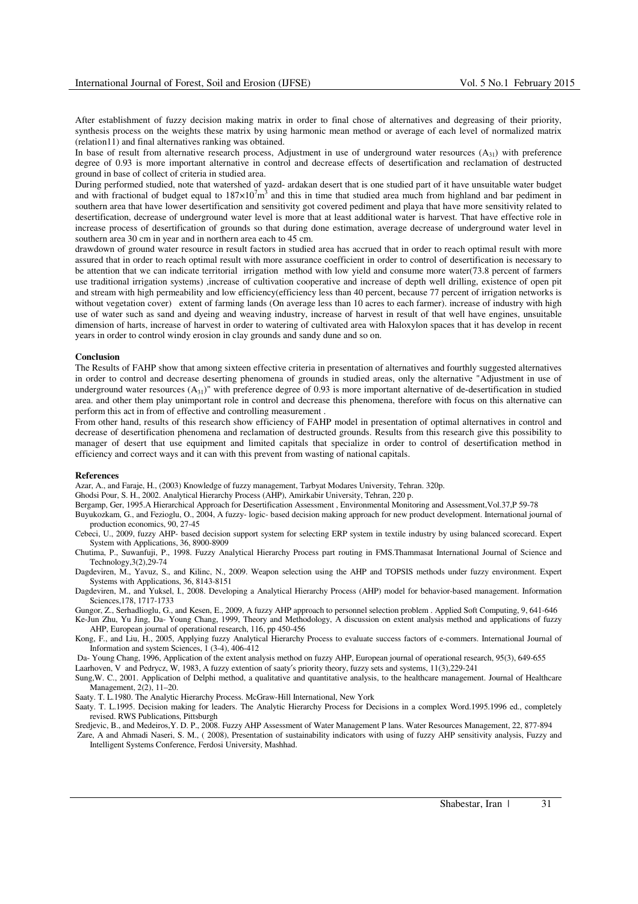After establishment of fuzzy decision making matrix in order to final chose of alternatives and degreasing of their priority, synthesis process on the weights these matrix by using harmonic mean method or average of each level of normalized matrix (relation11) and final alternatives ranking was obtained.

In base of result from alternative research process, Adjustment in use of underground water resources ($A_{31}$) with preference degree of 0.93 is more important alternative in control and decrease effects of desertification and reclamation of destructed ground in base of collect of criteria in studied area.

During performed studied, note that watershed of yazd- ardakan desert that is one studied part of it have unsuitable water budget and with fractional of budget equal to $187 \times 10^7 m^3$ and this in time that studied area much from highland and bar pediment in southern area that have lower desertification and sensitivity got covered pediment and playa that have more sensitivity related to desertification, decrease of underground water level is more that at least additional water is harvest. That have effective role in increase process of desertification of grounds so that during done estimation, average decrease of underground water level in southern area 30 cm in year and in northern area each to 45 cm.

drawdown of ground water resource in result factors in studied area has accrued that in order to reach optimal result with more assured that in order to reach optimal result with more assurance coefficient in order to control of desertification is necessary to be attention that we can indicate territorial irrigation method with low yield and consume more water(73.8 percent of farmers use traditional irrigation systems) ,increase of cultivation cooperative and increase of depth well drilling, existence of open pit and stream with high permeability and low efficiency(efficiency less than 40 percent, because 77 percent of irrigation networks is without vegetation cover) extent of farming lands (On average less than 10 acres to each farmer). increase of industry with high use of water such as sand and dyeing and weaving industry, increase of harvest in result of that well have engines, unsuitable dimension of harts, increase of harvest in order to watering of cultivated area with Haloxylon spaces that it has develop in recent years in order to control windy erosion in clay grounds and sandy dune and so on.

## Conclusion

The Results of FAHP show that among sixteen effective criteria in presentation of alternatives and fourthly suggested alternatives in order to control and decrease deserting phenomena of grounds in studied areas, only the alternative "Adjustment in use of underground water resources ($A_{31}$)" with preference degree of 0.93 is more important alternative of de-desertification in studied area. and other them play unimportant role in control and decrease this phenomena, therefore with focus on this alternative can perform this act in from of effective and controlling measurement .

From other hand, results of this research show efficiency of FAHP model in presentation of optimal alternatives in control and decrease of desertification phenomena and reclamation of destructed grounds. Results from this research give this possibility to manager of desert that use equipment and limited capitals that specialize in order to control of desertification method in efficiency and correct ways and it can with this prevent from wasting of national capitals.

## References

Azar, A., and Faraje, H., (2003) Knowledge of fuzzy management, Tarbyat Modares University, Tehran. 320p.

Ghodsi Pour, S. H., 2002. Analytical Hierarchy Process (AHP), Amirkabir University, Tehran, 220 p.

Bergamp, Ger, 1995.A Hierarchical Approach for Desertification Assessment , Environmental Monitoring and Assessment,Vol.37,P 59-78

Buyukozkam, G., and Fezioglu, O., 2004, A fuzzy- logic- based decision making approach for new product development. International journal of production economics, 90, 27-45

Cebeci, U., 2009, fuzzy AHP- based decision support system for selecting ERP system in textile industry by using balanced scorecard. Expert System with Applications, 36, 8900-8909

Chutima, P., Suwanfuji, P., 1998. Fuzzy Analytical Hierarchy Process part routing in FMS.Thammasat International Journal of Science and Technology,3(2),29-74

Dagdeviren, M., Yavuz, S., and Kilinc, N., 2009. Weapon selection using the AHP and TOPSIS methods under fuzzy environment. Expert Systems with Applications, 36, 8143-8151

Dagdeviren, M., and Yuksel, I., 2008. Developing a Analytical Hierarchy Process (AHP) model for behavior-based management. Information Sciences,178, 1717-1733

Gungor, Z., Serhadlioglu, G., and Kesen, E., 2009, A fuzzy AHP approach to personnel selection problem . Applied Soft Computing, 9, 641-646

Ke-Jun Zhu, Yu Jing, Da- Young Chang, 1999, Theory and Methodology, A discussion on extent analysis method and applications of fuzzy AHP, European journal of operational research, 116, pp 450-456

Kong, F., and Liu, H., 2005, Applying fuzzy Analytical Hierarchy Process to evaluate success factors of e-commers. International Journal of Information and system Sciences, 1 (3-4), 406-412

Da- Young Chang, 1996, Application of the extent analysis method on fuzzy AHP, European journal of operational research, 95(3), 649-655

Laarhoven, V and Pedrycz, W, 1983, A fuzzy extention of saaty′s priority theory, fuzzy sets and systems, 11(3),229-241

Sung,W. C., 2001. Application of Delphi method, a qualitative and quantitative analysis, to the healthcare management. Journal of Healthcare Management, 2(2), 11–20.

Saaty. T. L.1980. The Analytic Hierarchy Process. McGraw-Hill International, New York

Saaty. T. L.1995. Decision making for leaders. The Analytic Hierarchy Process for Decisions in a complex Word.1995.1996 ed., completely revised. RWS Publications, Pittsburgh

Sredjevic, B., and Medeiros,Y. D. P., 2008. Fuzzy AHP Assessment of Water Management P lans. Water Resources Management, 22, 877-894

Zare, A and Ahmadi Naseri, S. M., ( 2008), Presentation of sustainability indicators with using of fuzzy AHP sensitivity analysis, Fuzzy and Intelligent Systems Conference, Ferdosi University, Mashhad.